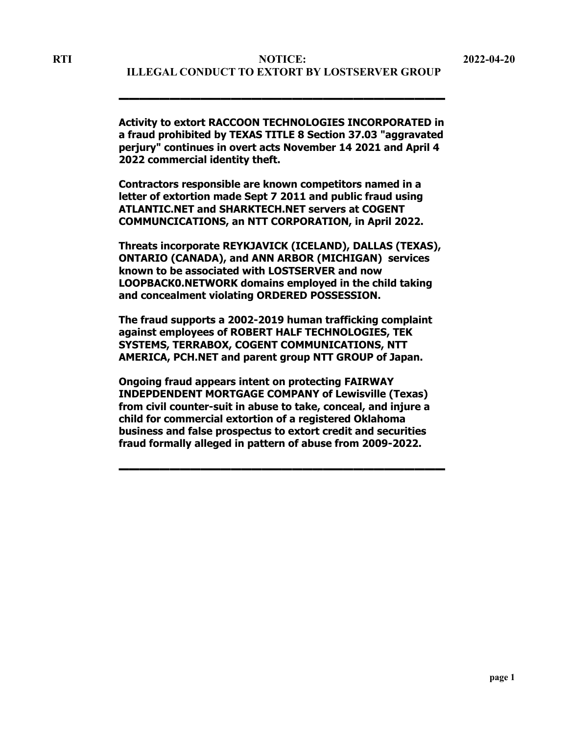RTI — 2022-04-20

# NOTICE: ILLEGAL CONDUCT TO EXTORT BY LOSTSERVER GROUP

---

**Activity to extort RACCOON TECHNOLOGIES INCORPORATED in a fraud prohibited by TEXAS TITLE 8 Section 37.03 "aggravated perjury" continues in overt acts November 14 2021 and April 4 2022 commercial identity theft.**

**Contractors responsible are known competitors named in a letter of extortion made Sept 7 2011 and public fraud using ATLANTIC.NET and SHARKTECH.NET servers at COGENT COMMUNCICATIONS, an NTT CORPORATION, in April 2022.**

**Threats incorporate REYKJAVICK (ICELAND), DALLAS (TEXAS), ONTARIO (CANADA), and ANN ARBOR (MICHIGAN) services known to be associated with LOSTSERVER and now LOOPBACK0.NETWORK domains employed in the child taking and concealment violating ORDERED POSSESSION.**

**The fraud supports a 2002-2019 human trafficking complaint against employees of ROBERT HALF TECHNOLOGIES, TEK SYSTEMS, TERRABOX, COGENT COMMUNICATIONS, NTT AMERICA, PCH.NET and parent group NTT GROUP of Japan.**

**Ongoing fraud appears intent on protecting FAIRWAY INDEPDENDENT MORTGAGE COMPANY of Lewisville (Texas) from civil counter-suit in abuse to take, conceal, and injure a child for commercial extortion of a registered Oklahoma business and false prospectus to extort credit and securities fraud formally alleged in pattern of abuse from 2009-2022.**

---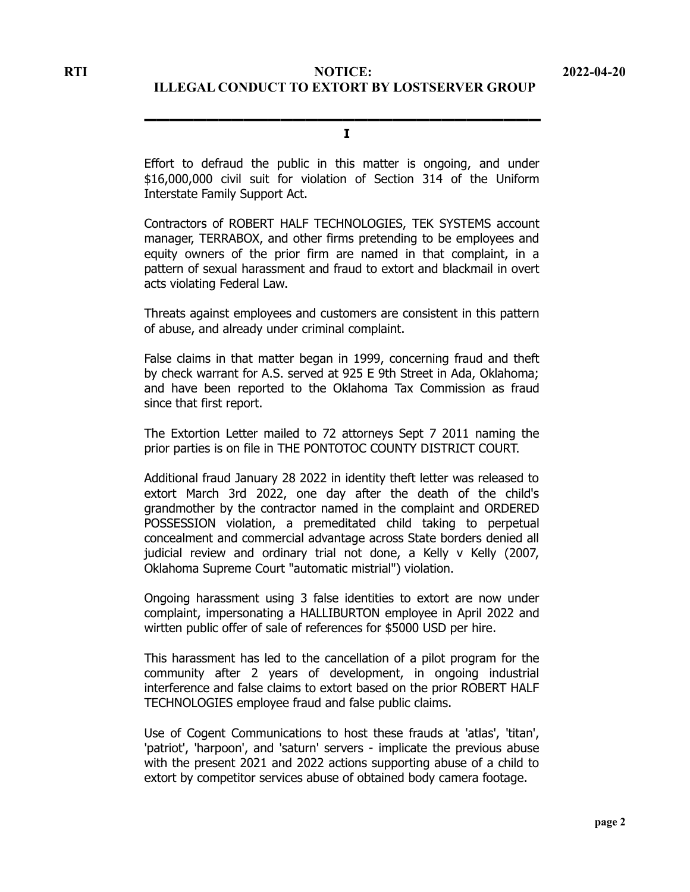**RTI** **NOTICE:** **2022-04-20**

# ILLEGAL CONDUCT TO EXTORT BY LOSTSERVER GROUP

---

**I**

Effort to defraud the public in this matter is ongoing, and under $16,000,000 civil suit for violation of Section 314 of the Uniform Interstate Family Support Act.

Contractors of ROBERT HALF TECHNOLOGIES, TEK SYSTEMS account manager, TERRABOX, and other firms pretending to be employees and equity owners of the prior firm are named in that complaint, in a pattern of sexual harassment and fraud to extort and blackmail in overt acts violating Federal Law.

Threats against employees and customers are consistent in this pattern of abuse, and already under criminal complaint.

False claims in that matter began in 1999, concerning fraud and theft by check warrant for A.S. served at 925 E 9th Street in Ada, Oklahoma; and have been reported to the Oklahoma Tax Commission as fraud since that first report.

The Extortion Letter mailed to 72 attorneys Sept 7 2011 naming the prior parties is on file in THE PONTOTOC COUNTY DISTRICT COURT.

Additional fraud January 28 2022 in identity theft letter was released to extort March 3rd 2022, one day after the death of the child's grandmother by the contractor named in the complaint and ORDERED POSSESSION violation, a premeditated child taking to perpetual concealment and commercial advantage across State borders denied all judicial review and ordinary trial not done, a Kelly v Kelly (2007, Oklahoma Supreme Court "automatic mistrial") violation.

Ongoing harassment using 3 false identities to extort are now under complaint, impersonating a HALLIBURTON employee in April 2022 and wirtten public offer of sale of references for $5000 USD per hire.

This harassment has led to the cancellation of a pilot program for the community after 2 years of development, in ongoing industrial interference and false claims to extort based on the prior ROBERT HALF TECHNOLOGIES employee fraud and false public claims.

Use of Cogent Communications to host these frauds at 'atlas', 'titan', 'patriot', 'harpoon', and 'saturn' servers - implicate the previous abuse with the present 2021 and 2022 actions supporting abuse of a child to extort by competitor services abuse of obtained body camera footage.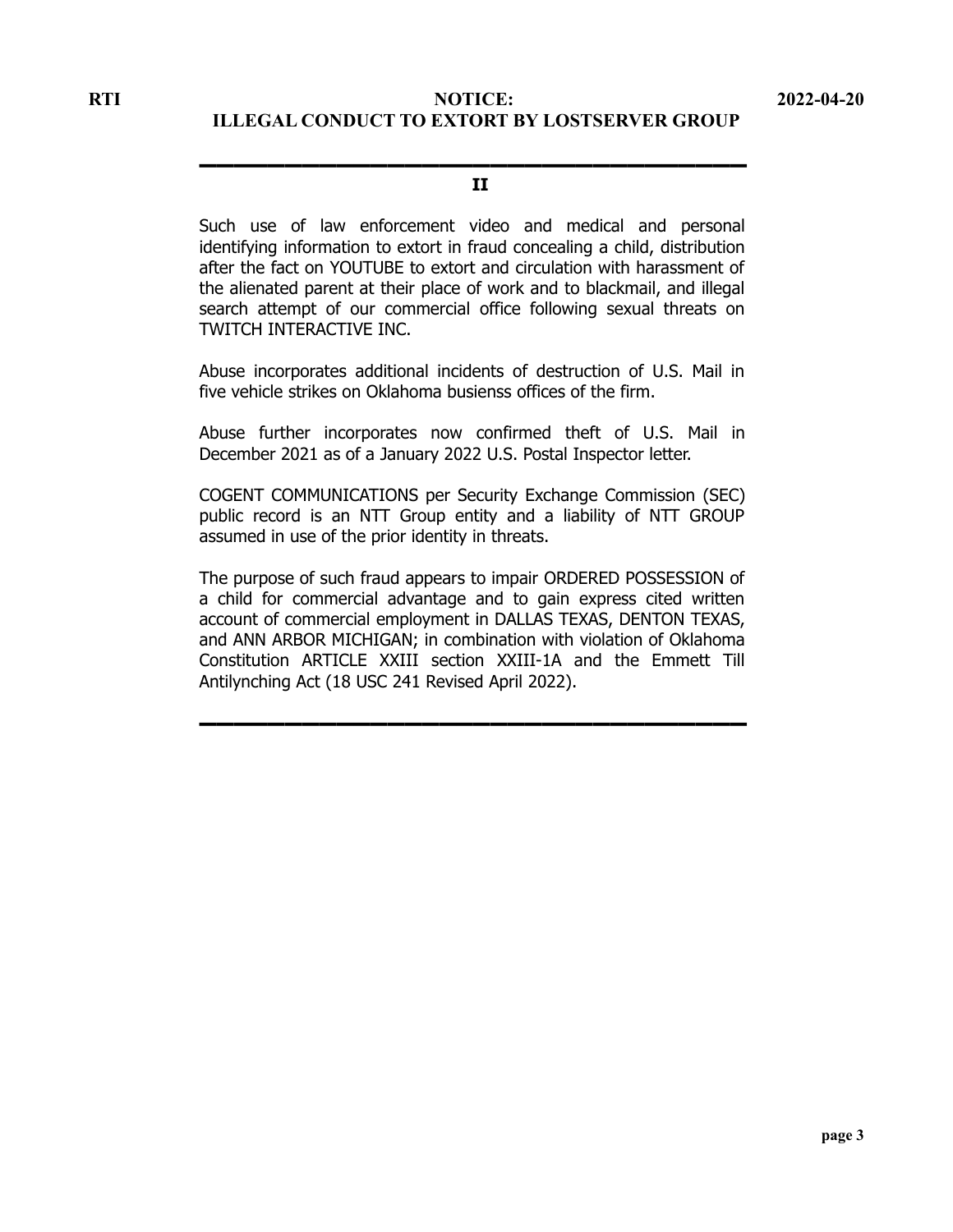## II

Such use of law enforcement video and medical and personal identifying information to extort in fraud concealing a child, distribution after the fact on YOUTUBE to extort and circulation with harassment of the alienated parent at their place of work and to blackmail, and illegal search attempt of our commercial office following sexual threats on TWITCH INTERACTIVE INC.

Abuse incorporates additional incidents of destruction of U.S. Mail in five vehicle strikes on Oklahoma busienss offices of the firm.

Abuse further incorporates now confirmed theft of U.S. Mail in December 2021 as of a January 2022 U.S. Postal Inspector letter.

COGENT COMMUNICATIONS per Security Exchange Commission (SEC) public record is an NTT Group entity and a liability of NTT GROUP assumed in use of the prior identity in threats.

The purpose of such fraud appears to impair ORDERED POSSESSION of a child for commercial advantage and to gain express cited written account of commercial employment in DALLAS TEXAS, DENTON TEXAS, and ANN ARBOR MICHIGAN; in combination with violation of Oklahoma Constitution ARTICLE XXIII section XXIII-1A and the Emmett Till Antilynching Act (18 USC 241 Revised April 2022).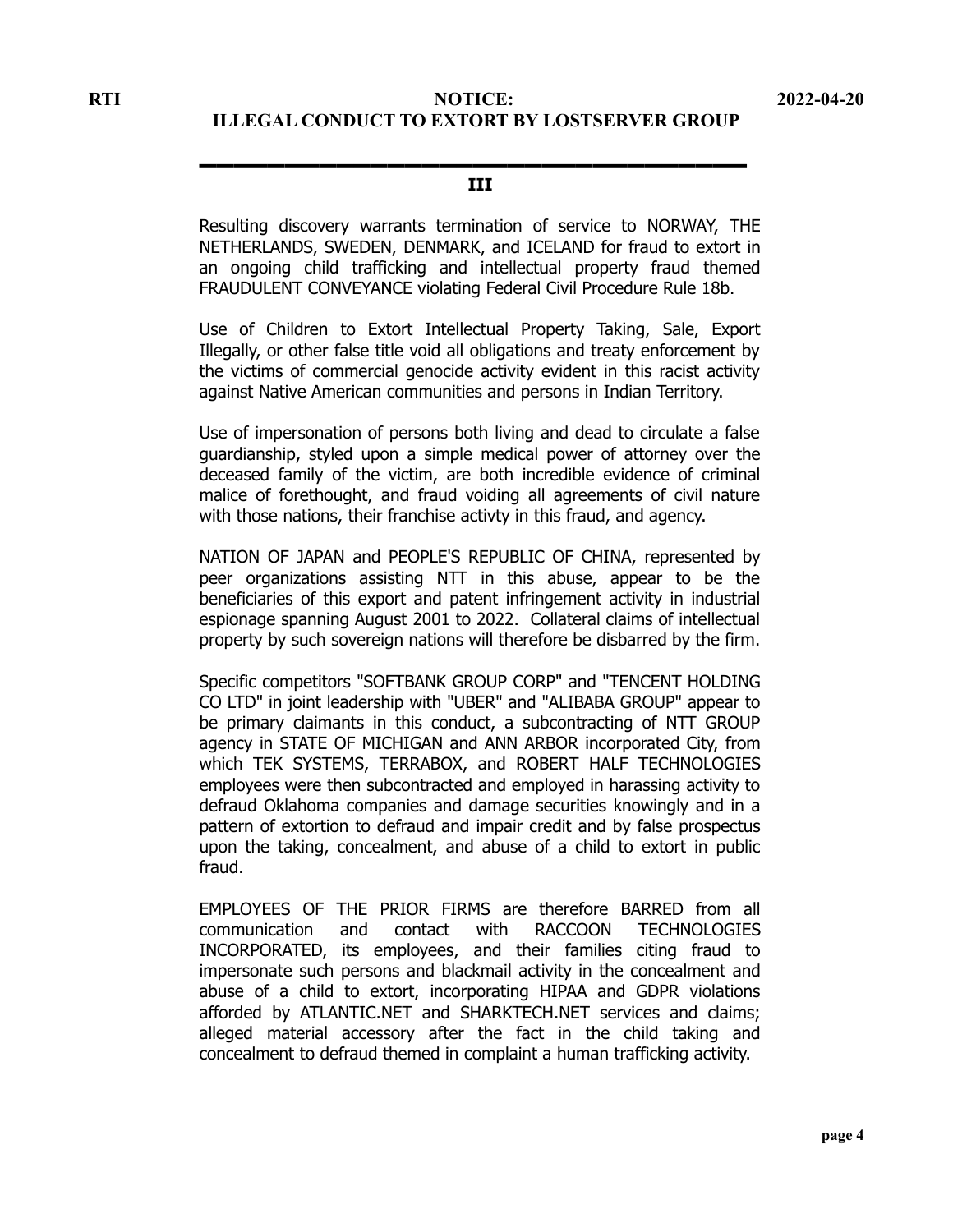### III

Resulting discovery warrants termination of service to NORWAY, THE NETHERLANDS, SWEDEN, DENMARK, and ICELAND for fraud to extort in an ongoing child trafficking and intellectual property fraud themed FRAUDULENT CONVEYANCE violating Federal Civil Procedure Rule 18b.

Use of Children to Extort Intellectual Property Taking, Sale, Export Illegally, or other false title void all obligations and treaty enforcement by the victims of commercial genocide activity evident in this racist activity against Native American communities and persons in Indian Territory.

Use of impersonation of persons both living and dead to circulate a false guardianship, styled upon a simple medical power of attorney over the deceased family of the victim, are both incredible evidence of criminal malice of forethought, and fraud voiding all agreements of civil nature with those nations, their franchise activty in this fraud, and agency.

NATION OF JAPAN and PEOPLE'S REPUBLIC OF CHINA, represented by peer organizations assisting NTT in this abuse, appear to be the beneficiaries of this export and patent infringement activity in industrial espionage spanning August 2001 to 2022. Collateral claims of intellectual property by such sovereign nations will therefore be disbarred by the firm.

Specific competitors "SOFTBANK GROUP CORP" and "TENCENT HOLDING CO LTD" in joint leadership with "UBER" and "ALIBABA GROUP" appear to be primary claimants in this conduct, a subcontracting of NTT GROUP agency in STATE OF MICHIGAN and ANN ARBOR incorporated City, from which TEK SYSTEMS, TERRABOX, and ROBERT HALF TECHNOLOGIES employees were then subcontracted and employed in harassing activity to defraud Oklahoma companies and damage securities knowingly and in a pattern of extortion to defraud and impair credit and by false prospectus upon the taking, concealment, and abuse of a child to extort in public fraud.

EMPLOYEES OF THE PRIOR FIRMS are therefore BARRED from all communication and contact with RACCOON TECHNOLOGIES INCORPORATED, its employees, and their families citing fraud to impersonate such persons and blackmail activity in the concealment and abuse of a child to extort, incorporating HIPAA and GDPR violations afforded by ATLANTIC.NET and SHARKTECH.NET services and claims; alleged material accessory after the fact in the child taking and concealment to defraud themed in complaint a human trafficking activity.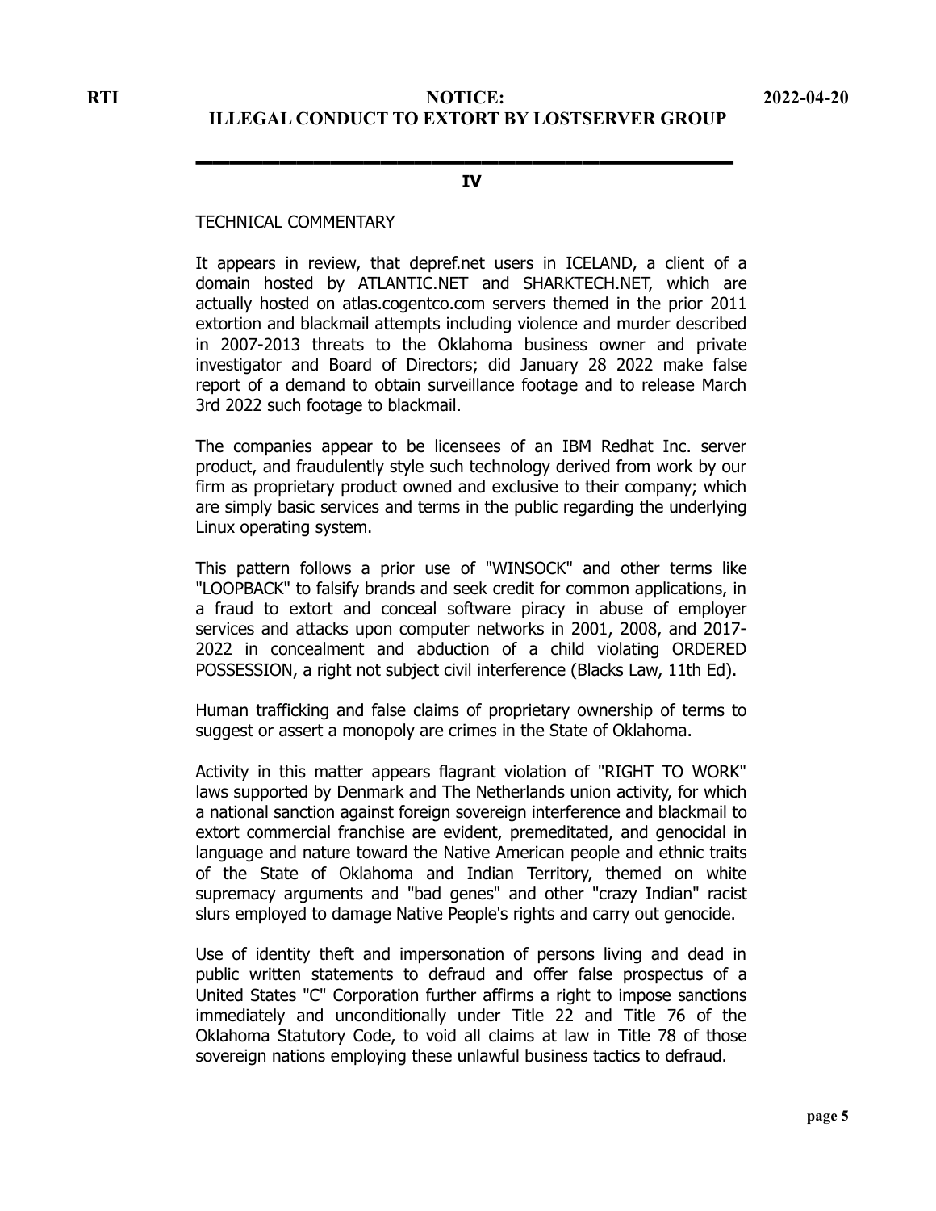**IV**

TECHNICAL COMMENTARY

It appears in review, that depref.net users in ICELAND, a client of a domain hosted by ATLANTIC.NET and SHARKTECH.NET, which are actually hosted on atlas.cogentco.com servers themed in the prior 2011 extortion and blackmail attempts including violence and murder described in 2007-2013 threats to the Oklahoma business owner and private investigator and Board of Directors; did January 28 2022 make false report of a demand to obtain surveillance footage and to release March 3rd 2022 such footage to blackmail.

The companies appear to be licensees of an IBM Redhat Inc. server product, and fraudulently style such technology derived from work by our firm as proprietary product owned and exclusive to their company; which are simply basic services and terms in the public regarding the underlying Linux operating system.

This pattern follows a prior use of "WINSOCK" and other terms like "LOOPBACK" to falsify brands and seek credit for common applications, in a fraud to extort and conceal software piracy in abuse of employer services and attacks upon computer networks in 2001, 2008, and 2017-2022 in concealment and abduction of a child violating ORDERED POSSESSION, a right not subject civil interference (Blacks Law, 11th Ed).

Human trafficking and false claims of proprietary ownership of terms to suggest or assert a monopoly are crimes in the State of Oklahoma.

Activity in this matter appears flagrant violation of "RIGHT TO WORK" laws supported by Denmark and The Netherlands union activity, for which a national sanction against foreign sovereign interference and blackmail to extort commercial franchise are evident, premeditated, and genocidal in language and nature toward the Native American people and ethnic traits of the State of Oklahoma and Indian Territory, themed on white supremacy arguments and "bad genes" and other "crazy Indian" racist slurs employed to damage Native People's rights and carry out genocide.

Use of identity theft and impersonation of persons living and dead in public written statements to defraud and offer false prospectus of a United States "C" Corporation further affirms a right to impose sanctions immediately and unconditionally under Title 22 and Title 76 of the Oklahoma Statutory Code, to void all claims at law in Title 78 of those sovereign nations employing these unlawful business tactics to defraud.